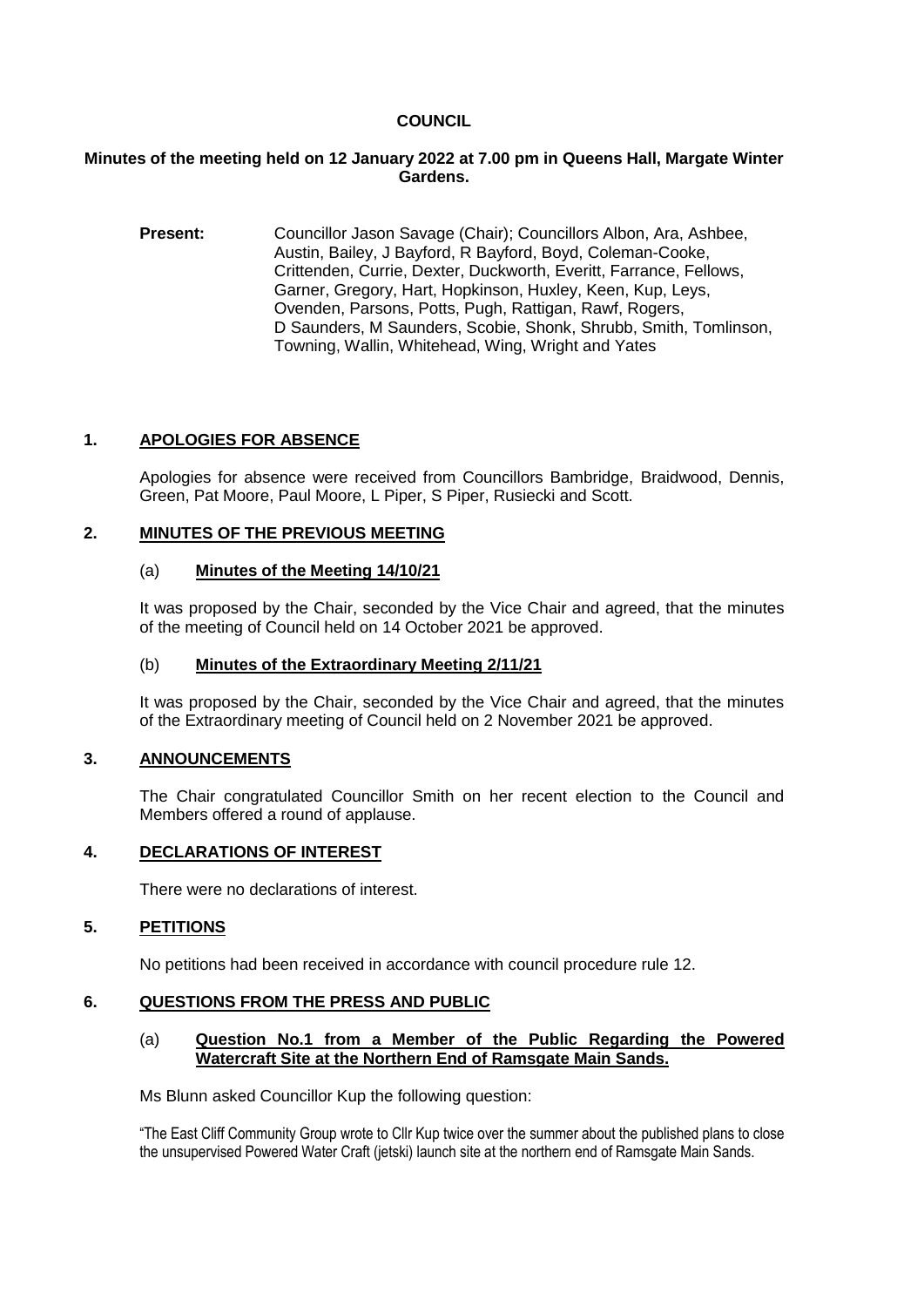# COUNCIL

**Minutes of the meeting held on 12 January 2022 at 7.00 pm in Queens Hall, Margate Winter Gardens.**

**Present:** Councillor Jason Savage (Chair); Councillors Albon, Ara, Ashbee, Austin, Bailey, J Bayford, R Bayford, Boyd, Coleman-Cooke, Crittenden, Currie, Dexter, Duckworth, Everitt, Farrance, Fellows, Garner, Gregory, Hart, Hopkinson, Huxley, Keen, Kup, Leys, Ovenden, Parsons, Potts, Pugh, Rattigan, Rawf, Rogers, D Saunders, M Saunders, Scobie, Shonk, Shrubb, Smith, Tomlinson, Towning, Wallin, Whitehead, Wing, Wright and Yates

## 1. APOLOGIES FOR ABSENCE

Apologies for absence were received from Councillors Bambridge, Braidwood, Dennis, Green, Pat Moore, Paul Moore, L Piper, S Piper, Rusiecki and Scott.

## 2. MINUTES OF THE PREVIOUS MEETING

### (a) Minutes of the Meeting 14/10/21

It was proposed by the Chair, seconded by the Vice Chair and agreed, that the minutes of the meeting of Council held on 14 October 2021 be approved.

### (b) Minutes of the Extraordinary Meeting 2/11/21

It was proposed by the Chair, seconded by the Vice Chair and agreed, that the minutes of the Extraordinary meeting of Council held on 2 November 2021 be approved.

## 3. ANNOUNCEMENTS

The Chair congratulated Councillor Smith on her recent election to the Council and Members offered a round of applause.

## 4. DECLARATIONS OF INTEREST

There were no declarations of interest.

## 5. PETITIONS

No petitions had been received in accordance with council procedure rule 12.

## 6. QUESTIONS FROM THE PRESS AND PUBLIC

### (a) Question No.1 from a Member of the Public Regarding the Powered Watercraft Site at the Northern End of Ramsgate Main Sands.

Ms Blunn asked Councillor Kup the following question:

"The East Cliff Community Group wrote to Cllr Kup twice over the summer about the published plans to close the unsupervised Powered Water Craft (jetski) launch site at the northern end of Ramsgate Main Sands.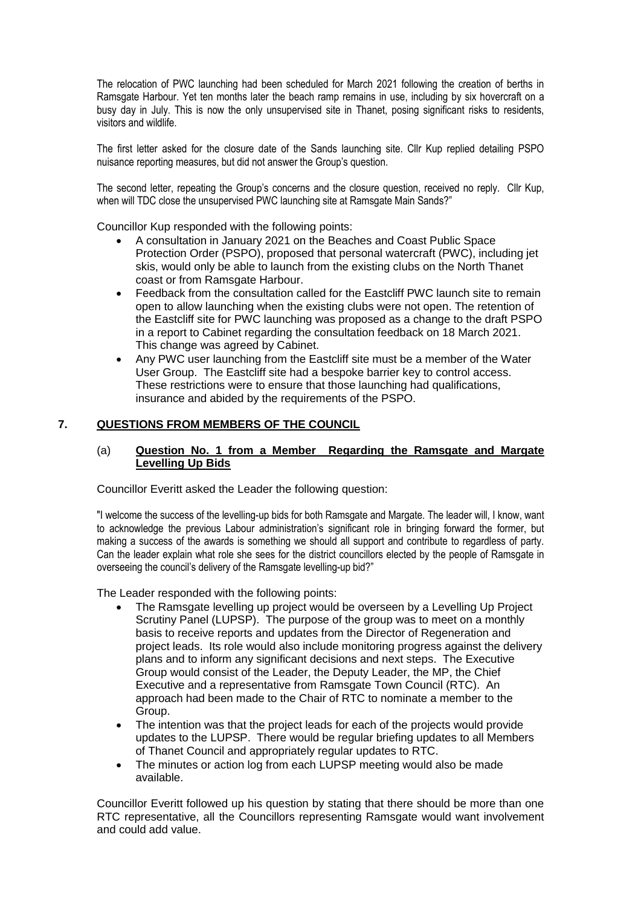The relocation of PWC launching had been scheduled for March 2021 following the creation of berths in Ramsgate Harbour. Yet ten months later the beach ramp remains in use, including by six hovercraft on a busy day in July. This is now the only unsupervised site in Thanet, posing significant risks to residents, visitors and wildlife.

The first letter asked for the closure date of the Sands launching site. Cllr Kup replied detailing PSPO nuisance reporting measures, but did not answer the Group's question.

The second letter, repeating the Group's concerns and the closure question, received no reply. Cllr Kup, when will TDC close the unsupervised PWC launching site at Ramsgate Main Sands?"

Councillor Kup responded with the following points:

- A consultation in January 2021 on the Beaches and Coast Public Space Protection Order (PSPO), proposed that personal watercraft (PWC), including jet skis, would only be able to launch from the existing clubs on the North Thanet coast or from Ramsgate Harbour.
- Feedback from the consultation called for the Eastcliff PWC launch site to remain open to allow launching when the existing clubs were not open. The retention of the Eastcliff site for PWC launching was proposed as a change to the draft PSPO in a report to Cabinet regarding the consultation feedback on 18 March 2021. This change was agreed by Cabinet.
- Any PWC user launching from the Eastcliff site must be a member of the Water User Group. The Eastcliff site had a bespoke barrier key to control access. These restrictions were to ensure that those launching had qualifications, insurance and abided by the requirements of the PSPO.

## 7. QUESTIONS FROM MEMBERS OF THE COUNCIL

### (a) Question No. 1 from a Member Regarding the Ramsgate and Margate Levelling Up Bids

Councillor Everitt asked the Leader the following question:

"I welcome the success of the levelling-up bids for both Ramsgate and Margate. The leader will, I know, want to acknowledge the previous Labour administration's significant role in bringing forward the former, but making a success of the awards is something we should all support and contribute to regardless of party. Can the leader explain what role she sees for the district councillors elected by the people of Ramsgate in overseeing the council's delivery of the Ramsgate levelling-up bid?"

The Leader responded with the following points:

- The Ramsgate levelling up project would be overseen by a Levelling Up Project Scrutiny Panel (LUPSP). The purpose of the group was to meet on a monthly basis to receive reports and updates from the Director of Regeneration and project leads. Its role would also include monitoring progress against the delivery plans and to inform any significant decisions and next steps. The Executive Group would consist of the Leader, the Deputy Leader, the MP, the Chief Executive and a representative from Ramsgate Town Council (RTC). An approach had been made to the Chair of RTC to nominate a member to the Group.
- The intention was that the project leads for each of the projects would provide updates to the LUPSP. There would be regular briefing updates to all Members of Thanet Council and appropriately regular updates to RTC.
- The minutes or action log from each LUPSP meeting would also be made available.

Councillor Everitt followed up his question by stating that there should be more than one RTC representative, all the Councillors representing Ramsgate would want involvement and could add value.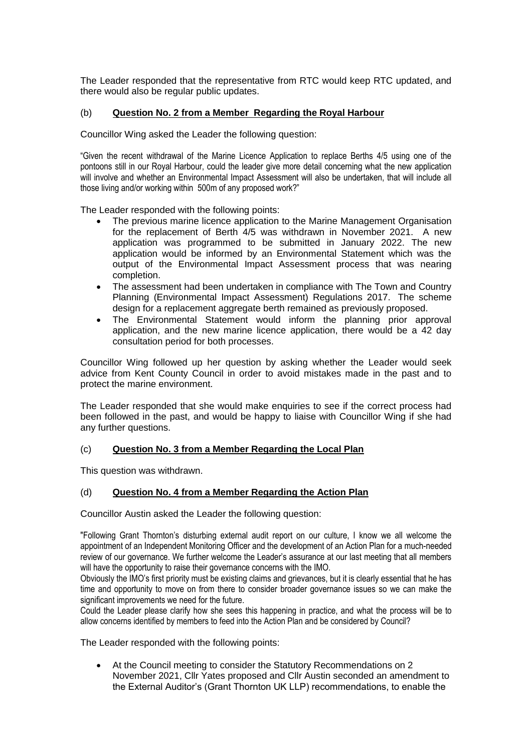The Leader responded that the representative from RTC would keep RTC updated, and there would also be regular public updates.

(b) **Question No. 2 from a Member Regarding the Royal Harbour**

Councillor Wing asked the Leader the following question:

"Given the recent withdrawal of the Marine Licence Application to replace Berths 4/5 using one of the pontoons still in our Royal Harbour, could the leader give more detail concerning what the new application will involve and whether an Environmental Impact Assessment will also be undertaken, that will include all those living and/or working within 500m of any proposed work?"

The Leader responded with the following points:

- The previous marine licence application to the Marine Management Organisation for the replacement of Berth 4/5 was withdrawn in November 2021. A new application was programmed to be submitted in January 2022. The new application would be informed by an Environmental Statement which was the output of the Environmental Impact Assessment process that was nearing completion.
- The assessment had been undertaken in compliance with The Town and Country Planning (Environmental Impact Assessment) Regulations 2017. The scheme design for a replacement aggregate berth remained as previously proposed.
- The Environmental Statement would inform the planning prior approval application, and the new marine licence application, there would be a 42 day consultation period for both processes.

Councillor Wing followed up her question by asking whether the Leader would seek advice from Kent County Council in order to avoid mistakes made in the past and to protect the marine environment.

The Leader responded that she would make enquiries to see if the correct process had been followed in the past, and would be happy to liaise with Councillor Wing if she had any further questions.

(c) **Question No. 3 from a Member Regarding the Local Plan**

This question was withdrawn.

(d) **Question No. 4 from a Member Regarding the Action Plan**

Councillor Austin asked the Leader the following question:

"Following Grant Thornton's disturbing external audit report on our culture, I know we all welcome the appointment of an Independent Monitoring Officer and the development of an Action Plan for a much-needed review of our governance. We further welcome the Leader's assurance at our last meeting that all members will have the opportunity to raise their governance concerns with the IMO.

Obviously the IMO's first priority must be existing claims and grievances, but it is clearly essential that he has time and opportunity to move on from there to consider broader governance issues so we can make the significant improvements we need for the future.

Could the Leader please clarify how she sees this happening in practice, and what the process will be to allow concerns identified by members to feed into the Action Plan and be considered by Council?

The Leader responded with the following points:

- At the Council meeting to consider the Statutory Recommendations on 2 November 2021, Cllr Yates proposed and Cllr Austin seconded an amendment to the External Auditor's (Grant Thornton UK LLP) recommendations, to enable the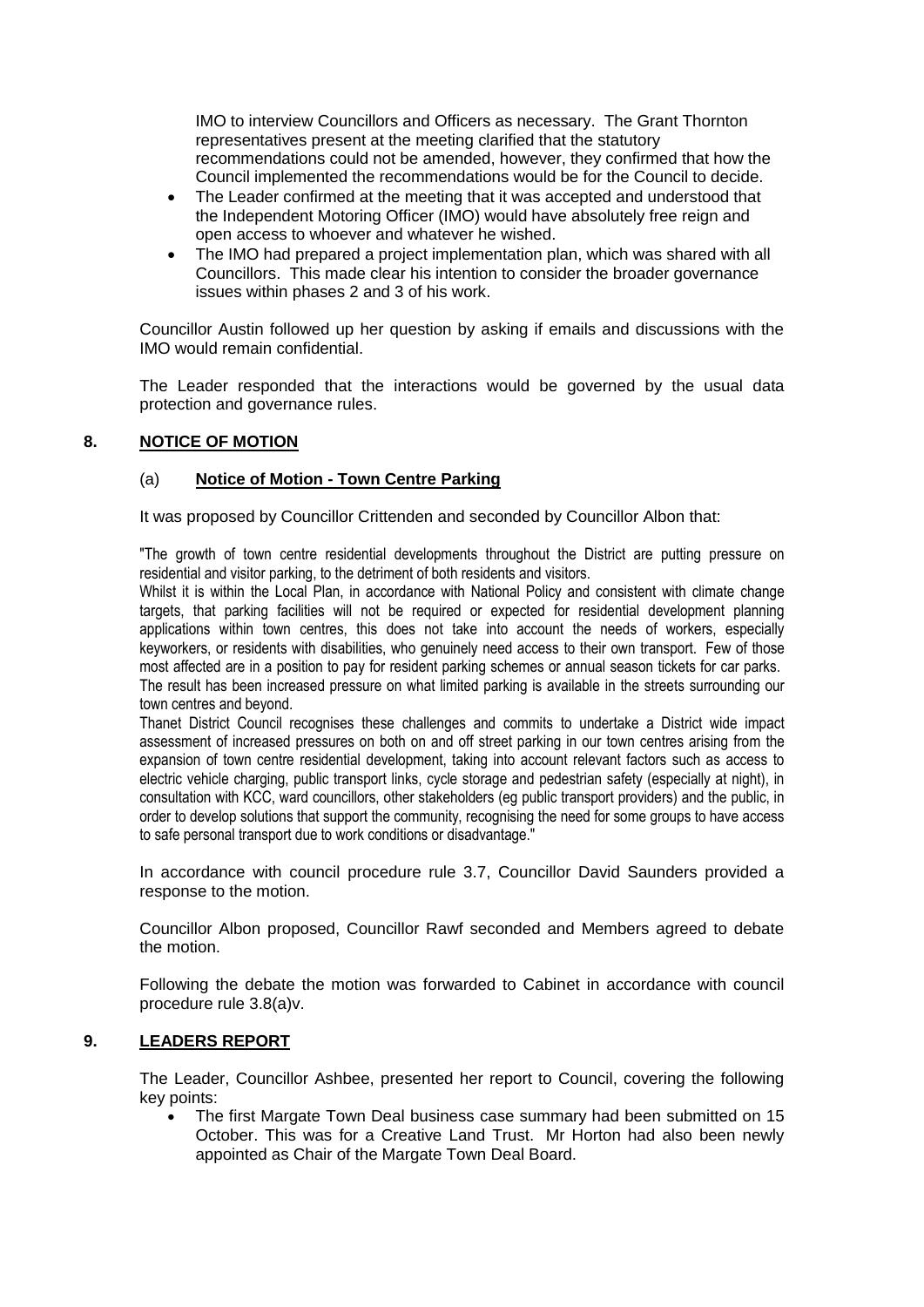IMO to interview Councillors and Officers as necessary. The Grant Thornton representatives present at the meeting clarified that the statutory recommendations could not be amended, however, they confirmed that how the Council implemented the recommendations would be for the Council to decide.

- The Leader confirmed at the meeting that it was accepted and understood that the Independent Motoring Officer (IMO) would have absolutely free reign and open access to whoever and whatever he wished.
- The IMO had prepared a project implementation plan, which was shared with all Councillors. This made clear his intention to consider the broader governance issues within phases 2 and 3 of his work.

Councillor Austin followed up her question by asking if emails and discussions with the IMO would remain confidential.

The Leader responded that the interactions would be governed by the usual data protection and governance rules.

## 8. NOTICE OF MOTION

### (a) Notice of Motion - Town Centre Parking

It was proposed by Councillor Crittenden and seconded by Councillor Albon that:

"The growth of town centre residential developments throughout the District are putting pressure on residential and visitor parking, to the detriment of both residents and visitors.
Whilst it is within the Local Plan, in accordance with National Policy and consistent with climate change targets, that parking facilities will not be required or expected for residential development planning applications within town centres, this does not take into account the needs of workers, especially keyworkers, or residents with disabilities, who genuinely need access to their own transport. Few of those most affected are in a position to pay for resident parking schemes or annual season tickets for car parks.
The result has been increased pressure on what limited parking is available in the streets surrounding our town centres and beyond.
Thanet District Council recognises these challenges and commits to undertake a District wide impact assessment of increased pressures on both on and off street parking in our town centres arising from the expansion of town centre residential development, taking into account relevant factors such as access to electric vehicle charging, public transport links, cycle storage and pedestrian safety (especially at night), in consultation with KCC, ward councillors, other stakeholders (eg public transport providers) and the public, in order to develop solutions that support the community, recognising the need for some groups to have access to safe personal transport due to work conditions or disadvantage."

In accordance with council procedure rule 3.7, Councillor David Saunders provided a response to the motion.

Councillor Albon proposed, Councillor Rawf seconded and Members agreed to debate the motion.

Following the debate the motion was forwarded to Cabinet in accordance with council procedure rule 3.8(a)v.

## 9. LEADERS REPORT

The Leader, Councillor Ashbee, presented her report to Council, covering the following key points:

- The first Margate Town Deal business case summary had been submitted on 15 October. This was for a Creative Land Trust. Mr Horton had also been newly appointed as Chair of the Margate Town Deal Board.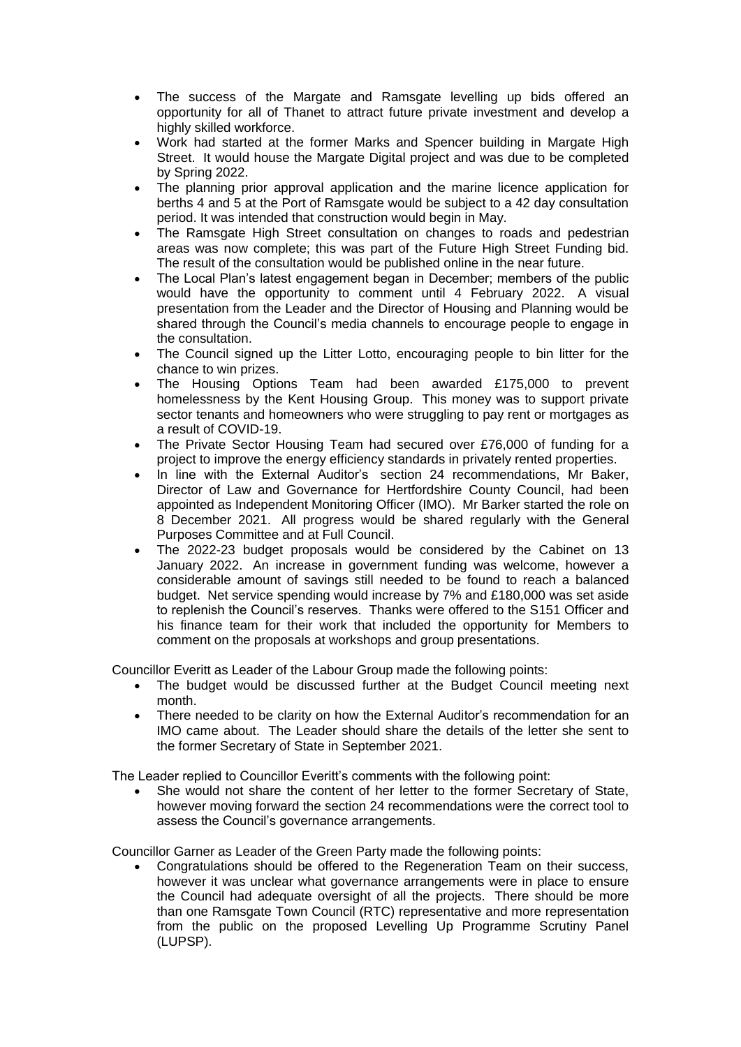- The success of the Margate and Ramsgate levelling up bids offered an opportunity for all of Thanet to attract future private investment and develop a highly skilled workforce.
- Work had started at the former Marks and Spencer building in Margate High Street. It would house the Margate Digital project and was due to be completed by Spring 2022.
- The planning prior approval application and the marine licence application for berths 4 and 5 at the Port of Ramsgate would be subject to a 42 day consultation period. It was intended that construction would begin in May.
- The Ramsgate High Street consultation on changes to roads and pedestrian areas was now complete; this was part of the Future High Street Funding bid. The result of the consultation would be published online in the near future.
- The Local Plan's latest engagement began in December; members of the public would have the opportunity to comment until 4 February 2022. A visual presentation from the Leader and the Director of Housing and Planning would be shared through the Council's media channels to encourage people to engage in the consultation.
- The Council signed up the Litter Lotto, encouraging people to bin litter for the chance to win prizes.
- The Housing Options Team had been awarded £175,000 to prevent homelessness by the Kent Housing Group. This money was to support private sector tenants and homeowners who were struggling to pay rent or mortgages as a result of COVID-19.
- The Private Sector Housing Team had secured over £76,000 of funding for a project to improve the energy efficiency standards in privately rented properties.
- In line with the External Auditor's section 24 recommendations, Mr Baker, Director of Law and Governance for Hertfordshire County Council, had been appointed as Independent Monitoring Officer (IMO). Mr Barker started the role on 8 December 2021. All progress would be shared regularly with the General Purposes Committee and at Full Council.
- The 2022-23 budget proposals would be considered by the Cabinet on 13 January 2022. An increase in government funding was welcome, however a considerable amount of savings still needed to be found to reach a balanced budget. Net service spending would increase by 7% and £180,000 was set aside to replenish the Council's reserves. Thanks were offered to the S151 Officer and his finance team for their work that included the opportunity for Members to comment on the proposals at workshops and group presentations.

Councillor Everitt as Leader of the Labour Group made the following points:

- The budget would be discussed further at the Budget Council meeting next month.
- There needed to be clarity on how the External Auditor's recommendation for an IMO came about. The Leader should share the details of the letter she sent to the former Secretary of State in September 2021.

The Leader replied to Councillor Everitt's comments with the following point:

- She would not share the content of her letter to the former Secretary of State, however moving forward the section 24 recommendations were the correct tool to assess the Council's governance arrangements.

Councillor Garner as Leader of the Green Party made the following points:

- Congratulations should be offered to the Regeneration Team on their success, however it was unclear what governance arrangements were in place to ensure the Council had adequate oversight of all the projects. There should be more than one Ramsgate Town Council (RTC) representative and more representation from the public on the proposed Levelling Up Programme Scrutiny Panel (LUPSP).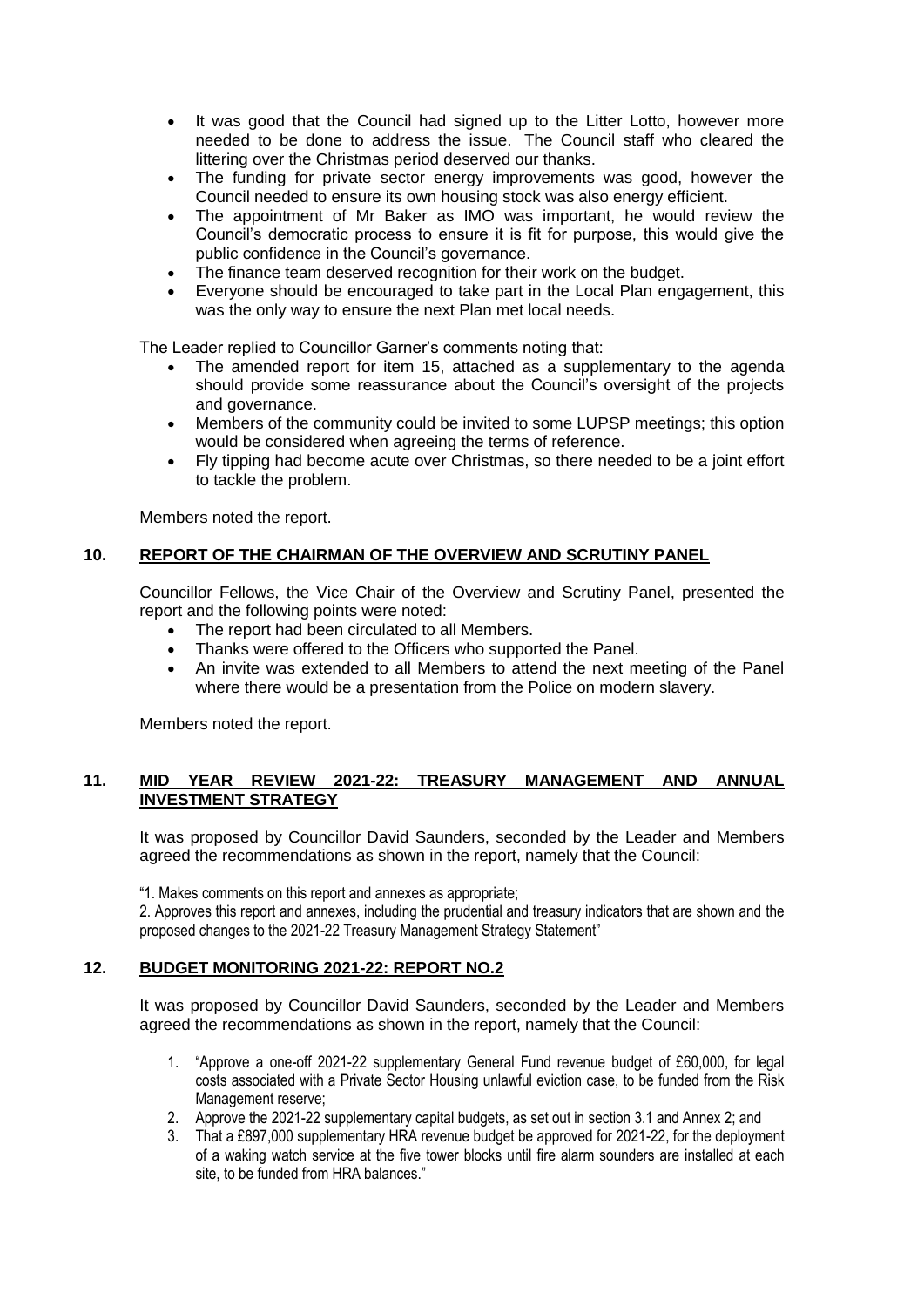- It was good that the Council had signed up to the Litter Lotto, however more needed to be done to address the issue. The Council staff who cleared the littering over the Christmas period deserved our thanks.
- The funding for private sector energy improvements was good, however the Council needed to ensure its own housing stock was also energy efficient.
- The appointment of Mr Baker as IMO was important, he would review the Council's democratic process to ensure it is fit for purpose, this would give the public confidence in the Council's governance.
- The finance team deserved recognition for their work on the budget.
- Everyone should be encouraged to take part in the Local Plan engagement, this was the only way to ensure the next Plan met local needs.

The Leader replied to Councillor Garner's comments noting that:

- The amended report for item 15, attached as a supplementary to the agenda should provide some reassurance about the Council's oversight of the projects and governance.
- Members of the community could be invited to some LUPSP meetings; this option would be considered when agreeing the terms of reference.
- Fly tipping had become acute over Christmas, so there needed to be a joint effort to tackle the problem.

Members noted the report.

## 10. REPORT OF THE CHAIRMAN OF THE OVERVIEW AND SCRUTINY PANEL

Councillor Fellows, the Vice Chair of the Overview and Scrutiny Panel, presented the report and the following points were noted:

- The report had been circulated to all Members.
- Thanks were offered to the Officers who supported the Panel.
- An invite was extended to all Members to attend the next meeting of the Panel where there would be a presentation from the Police on modern slavery.

Members noted the report.

## 11. MID YEAR REVIEW 2021-22: TREASURY MANAGEMENT AND ANNUAL INVESTMENT STRATEGY

It was proposed by Councillor David Saunders, seconded by the Leader and Members agreed the recommendations as shown in the report, namely that the Council:

"1. Makes comments on this report and annexes as appropriate;

2. Approves this report and annexes, including the prudential and treasury indicators that are shown and the proposed changes to the 2021-22 Treasury Management Strategy Statement"

## 12. BUDGET MONITORING 2021-22: REPORT NO.2

It was proposed by Councillor David Saunders, seconded by the Leader and Members agreed the recommendations as shown in the report, namely that the Council:

1. "Approve a one-off 2021-22 supplementary General Fund revenue budget of £60,000, for legal costs associated with a Private Sector Housing unlawful eviction case, to be funded from the Risk Management reserve;
2. Approve the 2021-22 supplementary capital budgets, as set out in section 3.1 and Annex 2; and
3. That a £897,000 supplementary HRA revenue budget be approved for 2021-22, for the deployment of a waking watch service at the five tower blocks until fire alarm sounders are installed at each site, to be funded from HRA balances."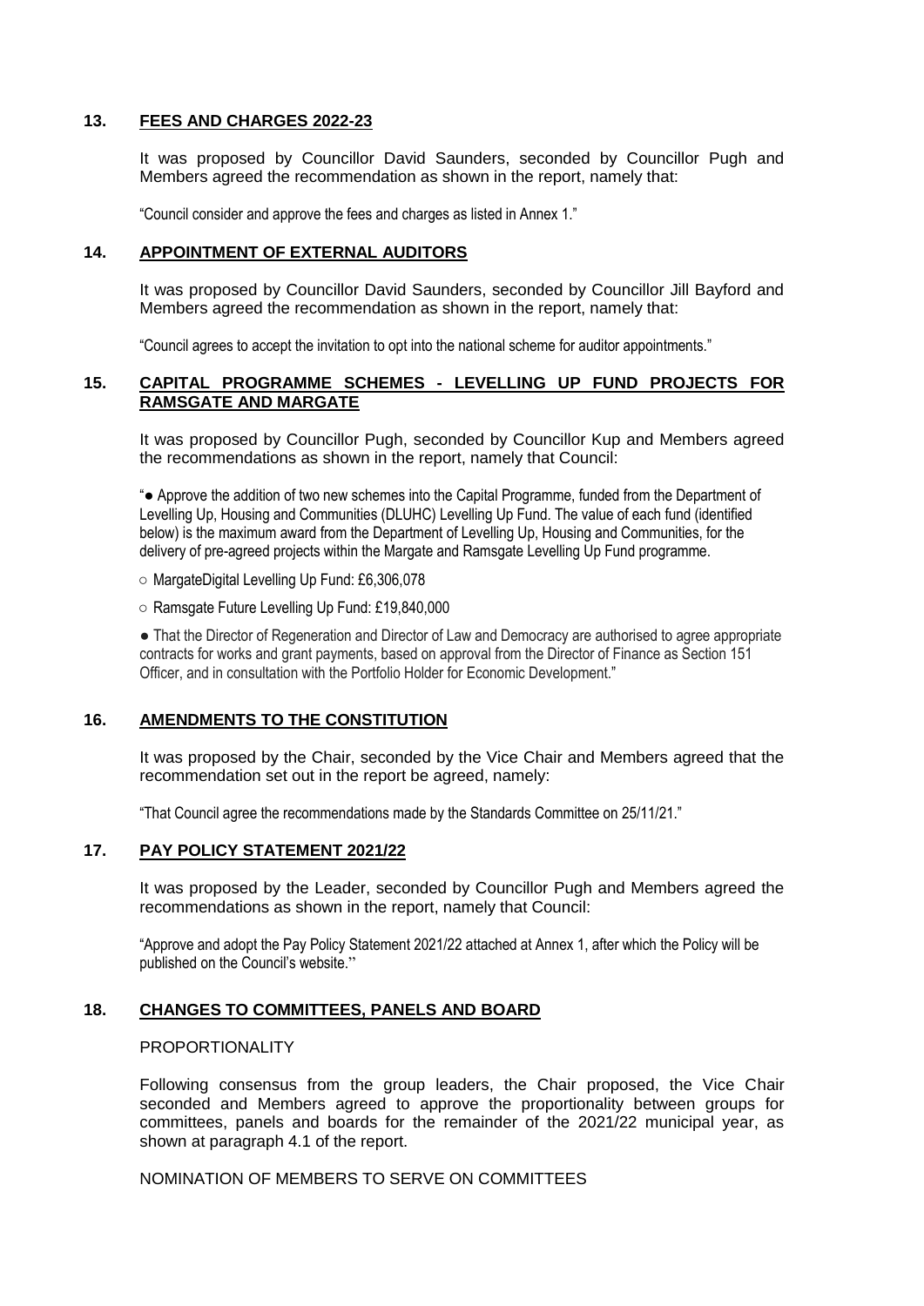## 13. FEES AND CHARGES 2022-23

It was proposed by Councillor David Saunders, seconded by Councillor Pugh and Members agreed the recommendation as shown in the report, namely that:

"Council consider and approve the fees and charges as listed in Annex 1."

## 14. APPOINTMENT OF EXTERNAL AUDITORS

It was proposed by Councillor David Saunders, seconded by Councillor Jill Bayford and Members agreed the recommendation as shown in the report, namely that:

"Council agrees to accept the invitation to opt into the national scheme for auditor appointments."

## 15. CAPITAL PROGRAMME SCHEMES - LEVELLING UP FUND PROJECTS FOR RAMSGATE AND MARGATE

It was proposed by Councillor Pugh, seconded by Councillor Kup and Members agreed the recommendations as shown in the report, namely that Council:

"● Approve the addition of two new schemes into the Capital Programme, funded from the Department of Levelling Up, Housing and Communities (DLUHC) Levelling Up Fund. The value of each fund (identified below) is the maximum award from the Department of Levelling Up, Housing and Communities, for the delivery of pre-agreed projects within the Margate and Ramsgate Levelling Up Fund programme.

○ MargateDigital Levelling Up Fund: £6,306,078

○ Ramsgate Future Levelling Up Fund: £19,840,000

● That the Director of Regeneration and Director of Law and Democracy are authorised to agree appropriate contracts for works and grant payments, based on approval from the Director of Finance as Section 151 Officer, and in consultation with the Portfolio Holder for Economic Development."

## 16. AMENDMENTS TO THE CONSTITUTION

It was proposed by the Chair, seconded by the Vice Chair and Members agreed that the recommendation set out in the report be agreed, namely:

"That Council agree the recommendations made by the Standards Committee on 25/11/21."

## 17. PAY POLICY STATEMENT 2021/22

It was proposed by the Leader, seconded by Councillor Pugh and Members agreed the recommendations as shown in the report, namely that Council:

"Approve and adopt the Pay Policy Statement 2021/22 attached at Annex 1, after which the Policy will be published on the Council's website.''

## 18. CHANGES TO COMMITTEES, PANELS AND BOARD

PROPORTIONALITY

Following consensus from the group leaders, the Chair proposed, the Vice Chair seconded and Members agreed to approve the proportionality between groups for committees, panels and boards for the remainder of the 2021/22 municipal year, as shown at paragraph 4.1 of the report.

NOMINATION OF MEMBERS TO SERVE ON COMMITTEES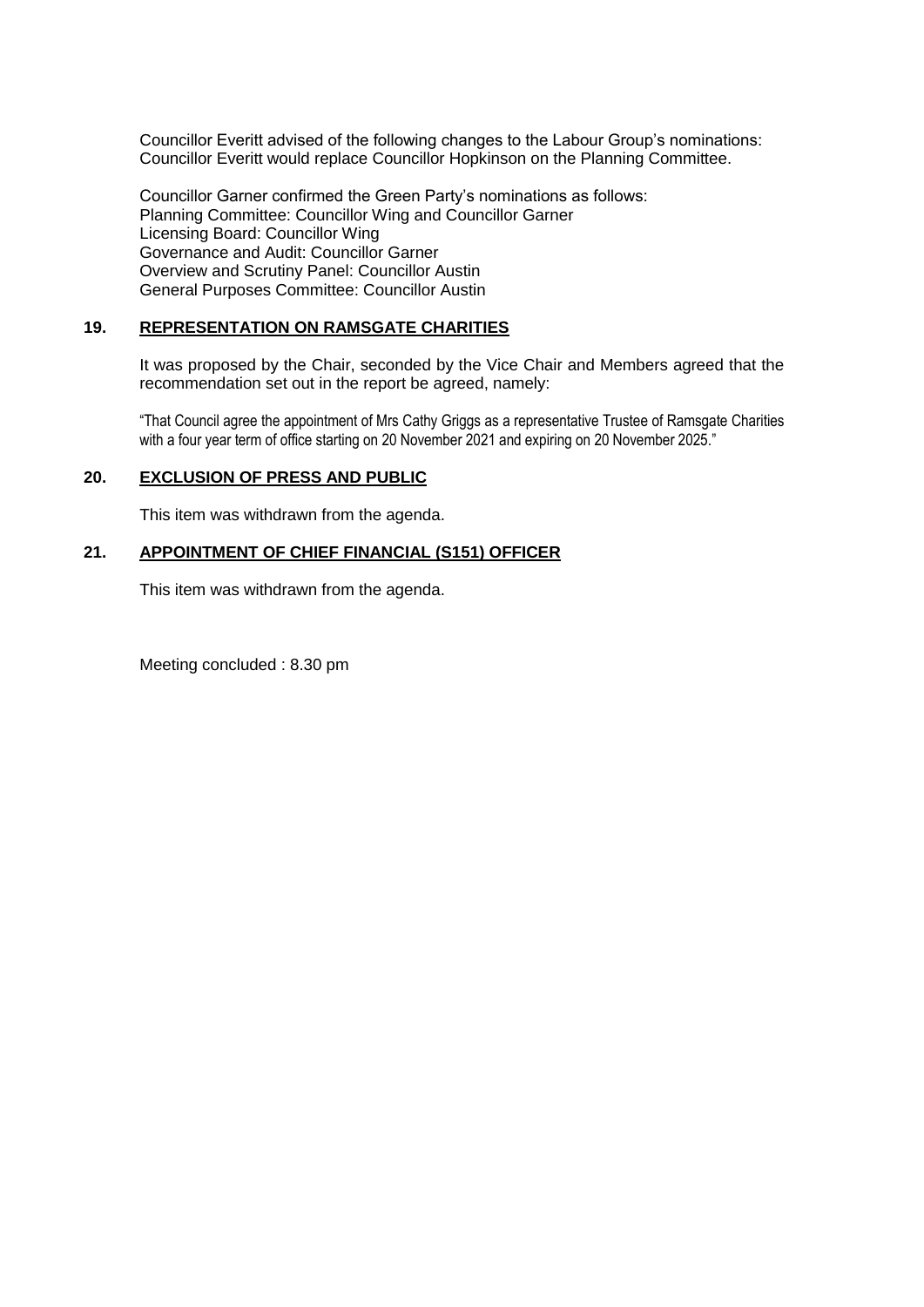Councillor Everitt advised of the following changes to the Labour Group's nominations:
Councillor Everitt would replace Councillor Hopkinson on the Planning Committee.

Councillor Garner confirmed the Green Party's nominations as follows:
Planning Committee: Councillor Wing and Councillor Garner
Licensing Board: Councillor Wing
Governance and Audit: Councillor Garner
Overview and Scrutiny Panel: Councillor Austin
General Purposes Committee: Councillor Austin

## 19. REPRESENTATION ON RAMSGATE CHARITIES

It was proposed by the Chair, seconded by the Vice Chair and Members agreed that the recommendation set out in the report be agreed, namely:

"That Council agree the appointment of Mrs Cathy Griggs as a representative Trustee of Ramsgate Charities with a four year term of office starting on 20 November 2021 and expiring on 20 November 2025."

## 20. EXCLUSION OF PRESS AND PUBLIC

This item was withdrawn from the agenda.

## 21. APPOINTMENT OF CHIEF FINANCIAL (S151) OFFICER

This item was withdrawn from the agenda.

Meeting concluded : 8.30 pm